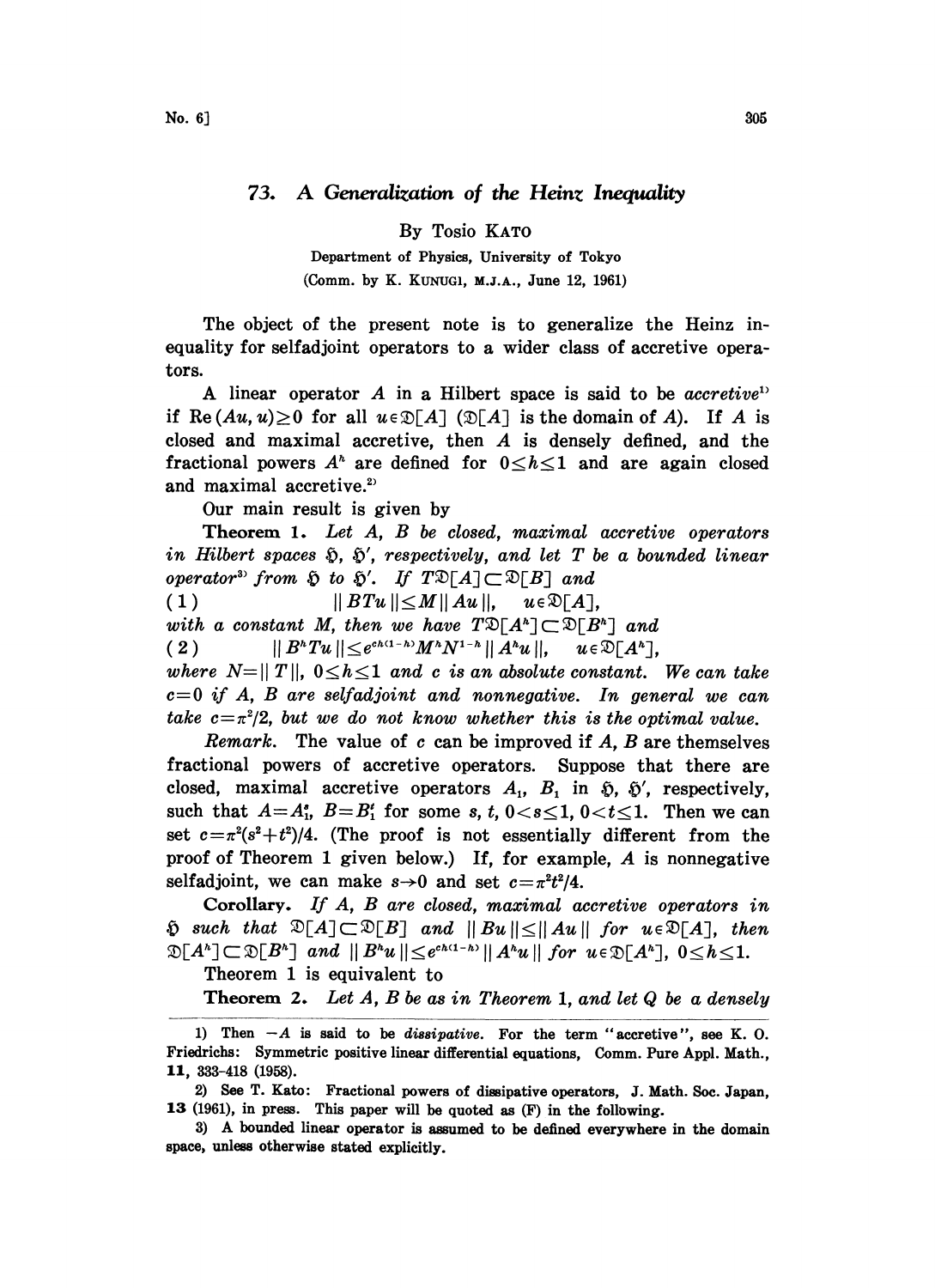# 73. *A Generalization of the Heinz Inequality*

By Tosio KATO

Department of Physics, University of Tokyo

(Comm. by K. KUNUGI, M.J.A., June 12, 1961)

The object of the present note is to generalize the Heinz inequality for selfadjoint operators to a wider class of accretive operators.

A linear operator $A$ in a Hilbert space is said to be *accretive*[1] if $\mathrm{Re}(Au, u) \geq 0$ for all $u \in \mathfrak{D}[A]$ ($\mathfrak{D}[A]$ is the domain of $A$). If $A$ is closed and maximal accretive, then $A$ is densely defined, and the fractional powers $A^h$ are defined for $0 \leq h \leq 1$ and are again closed and maximal accretive.[2]

Our main result is given by

**Theorem 1.** *Let $A$, $B$ be closed, maximal accretive operators in Hilbert spaces $\mathfrak{H}$, $\mathfrak{H}'$, respectively, and let $T$ be a bounded linear operator*[3] *from $\mathfrak{H}$ to $\mathfrak{H}'$. If $T\mathfrak{D}[A] \subset \mathfrak{D}[B]$ and*

$$(1) \qquad \| BTu \| \leq M \| Au \|, \quad u \in \mathfrak{D}[A],$$

*with a constant $M$, then we have $T\mathfrak{D}[A^h] \subset \mathfrak{D}[B^h]$ and*

$$(2) \qquad \| B^h Tu \| \leq e^{ch(1-h)} M^h N^{1-h} \| A^h u \|, \quad u \in \mathfrak{D}[A^h],$$

*where $N = \| T \|$, $0 \leq h \leq 1$ and $c$ is an absolute constant. We can take $c = 0$ if $A$, $B$ are selfadjoint and nonnegative. In general we can take $c = \pi^2/2$, but we do not know whether this is the optimal value.*

*Remark.* The value of $c$ can be improved if $A$, $B$ are themselves fractional powers of accretive operators. Suppose that there are closed, maximal accretive operators $A_1$, $B_1$ in $\mathfrak{H}$, $\mathfrak{H}'$, respectively, such that $A = A_1^s$, $B = B_1^t$ for some $s$, $t$, $0 < s \leq 1$, $0 < t \leq 1$. Then we can set $c = \pi^2(s^2 + t^2)/4$. (The proof is not essentially different from the proof of Theorem 1 given below.) If, for example, $A$ is nonnegative selfadjoint, we can make $s \to 0$ and set $c = \pi^2 t^2/4$.

**Corollary.** *If $A$, $B$ are closed, maximal accretive operators in $\mathfrak{H}$ such that $\mathfrak{D}[A] \subset \mathfrak{D}[B]$ and $\| Bu \| \leq \| Au \|$ for $u \in \mathfrak{D}[A]$, then $\mathfrak{D}[A^h] \subset \mathfrak{D}[B^h]$ and $\| B^h u \| \leq e^{ch(1-h)} \| A^h u \|$ for $u \in \mathfrak{D}[A^h]$, $0 \leq h \leq 1$.*

Theorem 1 is equivalent to

**Theorem 2.** *Let $A$, $B$ be as in Theorem 1, and let $Q$ be a densely*

---

1) Then $-A$ is said to be *dissipative*. For the term "accretive", see K. O. Friedrichs: Symmetric positive linear differential equations, Comm. Pure Appl. Math., **11**, 333–418 (1958).

2) See T. Kato: Fractional powers of dissipative operators, J. Math. Soc. Japan, **13** (1961), in press. This paper will be quoted as (F) in the following.

3) A bounded linear operator is assumed to be defined everywhere in the domain space, unless otherwise stated explicitly.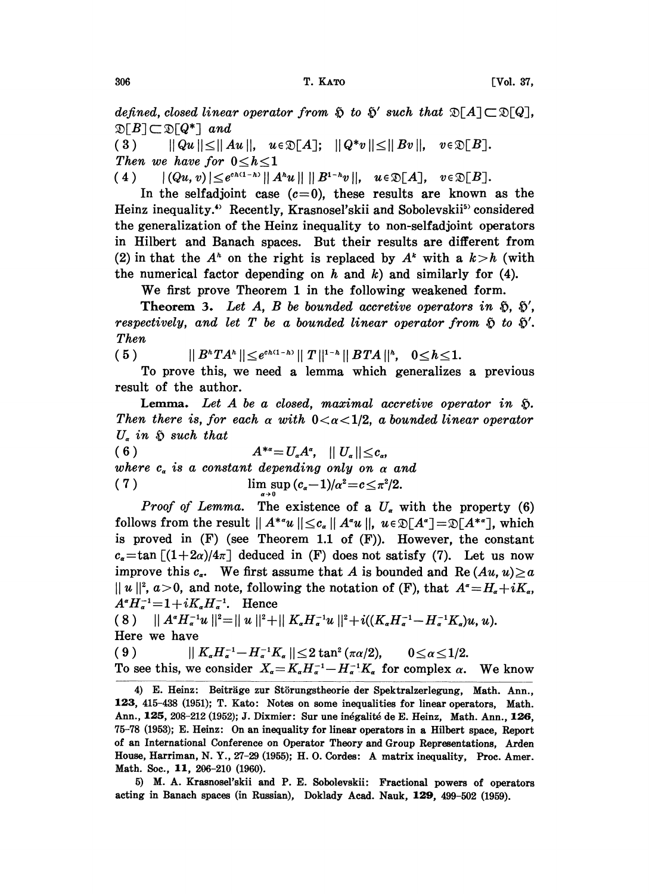*defined, closed linear operator from* $\mathfrak{H}$ *to* $\mathfrak{H}'$ *such that* $\mathfrak{D}[A]\subset\mathfrak{D}[Q]$, $\mathfrak{D}[B]\subset\mathfrak{D}[Q^*]$ *and*

$$(3)\qquad \| Qu \| \le \| Au \|, \quad u\in\mathfrak{D}[A]; \quad \| Q^*v \| \le \| Bv \|, \quad v\in\mathfrak{D}[B].$$

*Then we have for* $0\le h\le 1$

$$(4)\qquad |(Qu, v)| \le e^{ch(1-h)} \| A^h u \| \, \| B^{1-h} v \|, \quad u\in\mathfrak{D}[A], \quad v\in\mathfrak{D}[B].$$

In the selfadjoint case ($c=0$), these results are known as the Heinz inequality.[4] Recently, Krasnosel'skii and Sobolevskii[5] considered the generalization of the Heinz inequality to non-selfadjoint operators in Hilbert and Banach spaces. But their results are different from (2) in that the $A^h$ on the right is replaced by $A^k$ with a $k>h$ (with the numerical factor depending on $h$ and $k$) and similarly for (4).

We first prove Theorem 1 in the following weakened form.

**Theorem 3.** *Let* $A$, $B$ *be bounded accretive operators in* $\mathfrak{H}$, $\mathfrak{H}'$, *respectively, and let* $T$ *be a bounded linear operator from* $\mathfrak{H}$ *to* $\mathfrak{H}'$. *Then*

$$(5)\qquad \| B^h T A^h \| \le e^{ch(1-h)} \| T \|^{1-h} \| BTA \|^h, \quad 0\le h\le 1.$$

To prove this, we need a lemma which generalizes a previous result of the author.

**Lemma.** *Let* $A$ *be a closed, maximal accretive operator in* $\mathfrak{H}$. *Then there is, for each* $\alpha$ *with* $0<\alpha<1/2$, *a bounded linear operator* $U_\alpha$ *in* $\mathfrak{H}$ *such that*

$$(6)\qquad A^{*\alpha}=U_\alpha A^\alpha, \quad \| U_\alpha \| \le c_\alpha,$$

*where* $c_\alpha$ *is a constant depending only on* $\alpha$ *and*

$$(7)\qquad \limsup_{\alpha\to 0}\, (c_\alpha - 1)/\alpha^2 = c \le \pi^2/2.$$

*Proof of Lemma.* The existence of a $U_\alpha$ with the property (6) follows from the result $\| A^{*\alpha}u \| \le c_\alpha \| A^\alpha u \|$, $u\in\mathfrak{D}[A^\alpha]=\mathfrak{D}[A^{*\alpha}]$, which is proved in (F) (see Theorem 1.1 of (F)). However, the constant $c_\alpha=\tan[(1+2\alpha)/4\pi]$ deduced in (F) does not satisfy (7). Let us now improve this $c_\alpha$. We first assume that $A$ is bounded and $\mathrm{Re}\,(Au, u)\ge a \| u \|^2$, $a>0$, and note, following the notation of (F), that $A^\alpha=H_\alpha+iK_\alpha$, $A^\alpha H_\alpha^{-1}=1+iK_\alpha H_\alpha^{-1}$. Hence

$$(8)\qquad \| A^\alpha H_\alpha^{-1} u \|^2 = \| u \|^2 + \| K_\alpha H_\alpha^{-1} u \|^2 + i((K_\alpha H_\alpha^{-1} - H_\alpha^{-1} K_\alpha)u, u).$$

Here we have

$$(9)\qquad \| K_\alpha H_\alpha^{-1} - H_\alpha^{-1} K_\alpha \| \le 2\tan^2(\pi\alpha/2), \qquad 0\le\alpha\le 1/2.$$

To see this, we consider $X_\alpha = K_\alpha H_\alpha^{-1} - H_\alpha^{-1} K_\alpha$ for complex $\alpha$. We know

4) E. Heinz: Beiträge zur Störungstheorie der Spektralzerlegung, Math. Ann., **123**, 415–438 (1951); T. Kato: Notes on some inequalities for linear operators, Math. Ann., **125**, 208–212 (1952); J. Dixmier: Sur une inégalité de E. Heinz, Math. Ann., **126**, 75–78 (1953); E. Heinz: On an inequality for linear operators in a Hilbert space, Report of an International Conference on Operator Theory and Group Representations, Arden House, Harriman, N. Y., 27–29 (1955); H. O. Cordes: A matrix inequality, Proc. Amer. Math. Soc., **11**, 206–210 (1960).

5) M. A. Krasnosel'skii and P. E. Sobolevskii: Fractional powers of operators acting in Banach spaces (in Russian), Doklady Acad. Nauk, **129**, 499–502 (1959).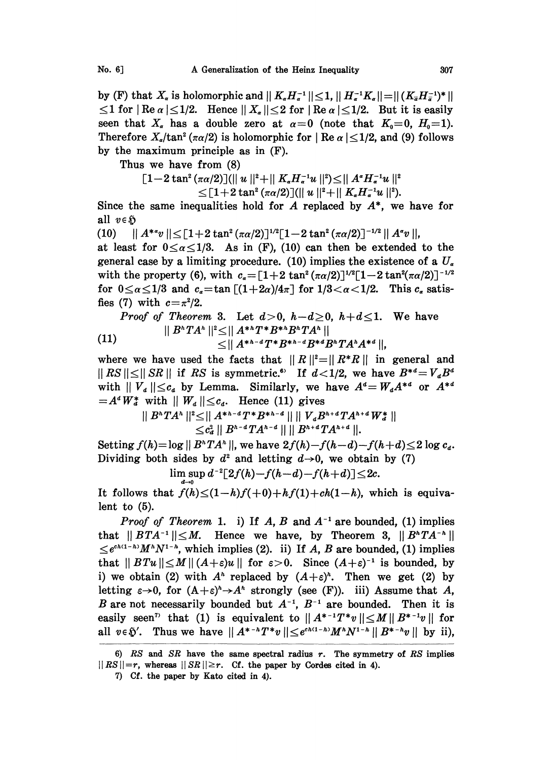by (F) that $X_\alpha$ is holomorphic and $\| K_\alpha H_\alpha^{-1} \| \le 1$, $\| H_\alpha^{-1} K_\alpha \| = \| (K_{\bar\alpha} H_{\bar\alpha}^{-1})^* \| \le 1$ for $|\operatorname{Re} \alpha| \le 1/2$. Hence $\| X_\alpha \| \le 2$ for $|\operatorname{Re} \alpha| \le 1/2$. But it is easily seen that $X_\alpha$ has a double zero at $\alpha = 0$ (note that $K_0 = 0$, $H_0 = 1$). Therefore $X_\alpha / \tan^2(\pi\alpha/2)$ is holomorphic for $|\operatorname{Re} \alpha| \le 1/2$, and (9) follows by the maximum principle as in (F).

Thus we have from (8)

$$[1 - 2\tan^2(\pi\alpha/2)](\| u \|^2 + \| K_\alpha H_\alpha^{-1} u \|^2) \le \| A^\alpha H_\alpha^{-1} u \|^2$$
$$\le [1 + 2\tan^2(\pi\alpha/2)](\| u \|^2 + \| K_\alpha H_\alpha^{-1} u \|^2).$$

Since the same inequalities hold for $A$ replaced by $A^*$, we have for all $v \in \mathfrak{H}$

$$(10) \quad \| A^{*\alpha} v \| \le [1 + 2\tan^2(\pi\alpha/2)]^{1/2} [1 - 2\tan^2(\pi\alpha/2)]^{-1/2} \| A^\alpha v \|,$$

at least for $0 \le \alpha \le 1/3$. As in (F), (10) can then be extended to the general case by a limiting procedure. (10) implies the existence of a $U_\alpha$ with the property (6), with $c_\alpha = [1 + 2\tan^2(\pi\alpha/2)]^{1/2}[1 - 2\tan^2(\pi\alpha/2)]^{-1/2}$ for $0 \le \alpha \le 1/3$ and $c_\alpha = \tan[(1 + 2\alpha)/4\pi]$ for $1/3 < \alpha < 1/2$. This $c_\alpha$ satisfies (7) with $c = \pi^2/2$.

*Proof of Theorem* 3. Let $d > 0$, $h - d \ge 0$, $h + d \le 1$. We have

$$(11) \quad \begin{aligned} \| B^h T A^h \|^2 &\le \| A^{*h} T^* B^{*h} B^h T A^h \| \\ &\le \| A^{*h-d} T^* B^{*h-d} B^{*d} B^h T A^h A^{*d} \|, \end{aligned}$$

where we have used the facts that $\| R \|^2 = \| R^* R \|$ in general and $\| RS \| \le \| SR \|$ if $RS$ is symmetric.[6] If $d < 1/2$, we have $B^{*d} = V_d B^d$ with $\| V_d \| \le c_d$ by Lemma. Similarly, we have $A^d = W_d A^{*d}$ or $A^{*d} = A^d W_d^*$ with $\| W_d \| \le c_d$. Hence (11) gives

$$\| B^h T A^h \|^2 \le \| A^{*h-d} T^* B^{*h-d} \| \| V_d B^{h+d} T A^{h+d} W_d^* \|$$
$$\le c_d^2 \| B^{h-d} T A^{h-d} \| \| B^{h+d} T A^{h+d} \|.$$

Setting $f(h) = \log \| B^h T A^h \|$, we have $2f(h) - f(h-d) - f(h+d) \le 2 \log c_d$. Dividing both sides by $d^2$ and letting $d \to 0$, we obtain by (7)

$$\limsup_{d \to 0} d^{-2}[2f(h) - f(h-d) - f(h+d)] \le 2c.$$

It follows that $f(h) \le (1-h) f(+0) + h f(1) + ch(1-h)$, which is equivalent to (5).

*Proof of Theorem* 1. i) If $A$, $B$ and $A^{-1}$ are bounded, (1) implies that $\| BTA^{-1} \| \le M$. Hence we have, by Theorem 3, $\| B^h T A^{-h} \| \le e^{ch(1-h)} M^h N^{1-h}$, which implies (2). ii) If $A$, $B$ are bounded, (1) implies that $\| BTu \| \le M \| (A + \varepsilon) u \|$ for $\varepsilon > 0$. Since $(A+\varepsilon)^{-1}$ is bounded, by i) we obtain (2) with $A^h$ replaced by $(A+\varepsilon)^h$. Then we get (2) by letting $\varepsilon \to 0$, for $(A+\varepsilon)^h \to A^h$ strongly (see (F)). iii) Assume that $A$, $B$ are not necessarily bounded but $A^{-1}$, $B^{-1}$ are bounded. Then it is easily seen[7] that (1) is equivalent to $\| A^{*-1} T^* v \| \le M \| B^{*-1} v \|$ for all $v \in \mathfrak{H}'$. Thus we have $\| A^{*-h} T^* v \| \le e^{ch(1-h)} M^h N^{1-h} \| B^{*-h} v \|$ by ii),

6) $RS$ and $SR$ have the same spectral radius $r$. The symmetry of $RS$ implies $\| RS \| = r$, whereas $\| SR \| \ge r$. Cf. the paper by Cordes cited in 4).

7) Cf. the paper by Kato cited in 4).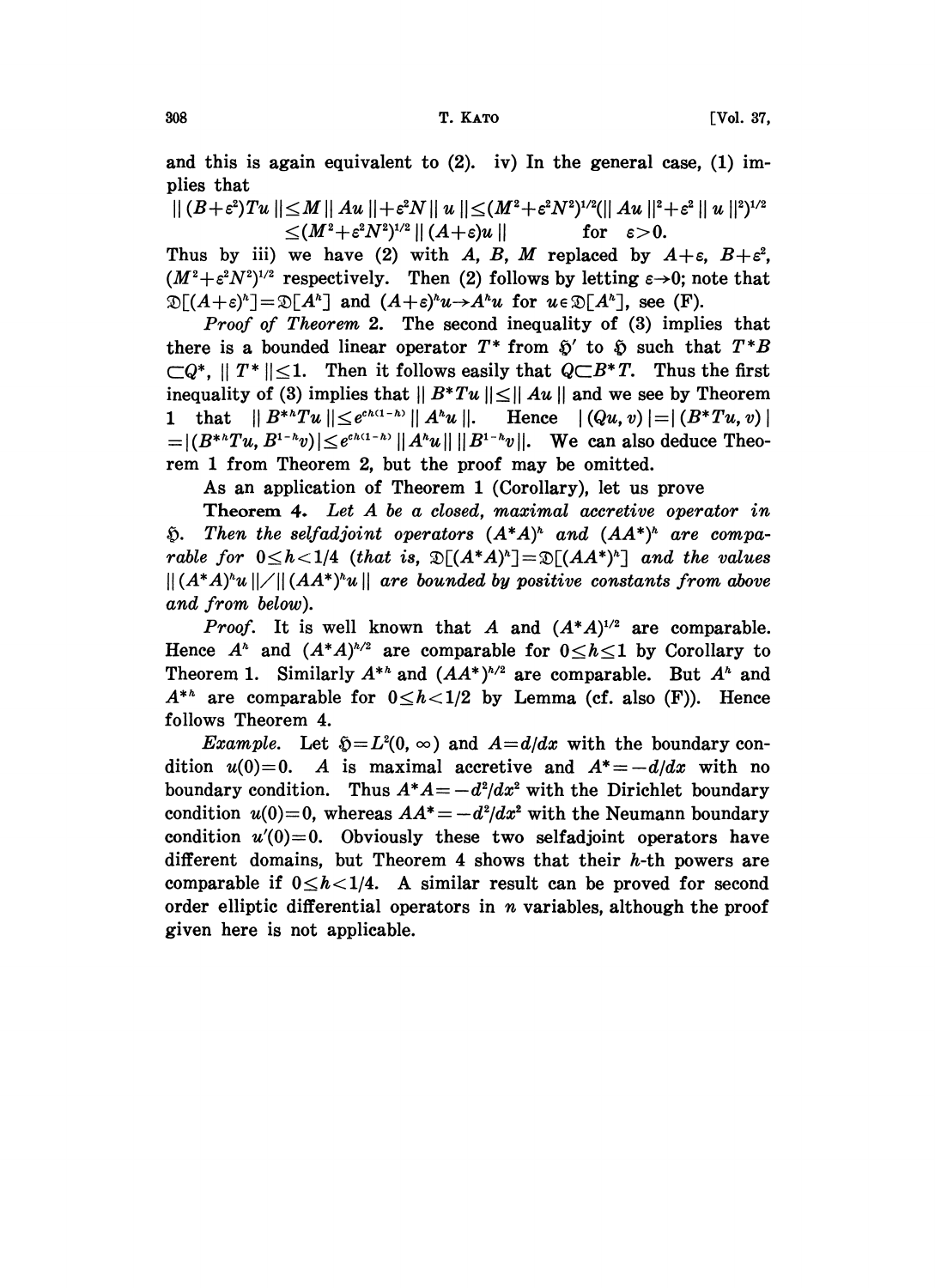and this is again equivalent to (2). iv) In the general case, (1) implies that

$$\|(B+\varepsilon^2)Tu\| \leq M\|Au\| + \varepsilon^2 N\|u\| \leq (M^2+\varepsilon^2 N^2)^{1/2}(\|Au\|^2+\varepsilon^2\|u\|^2)^{1/2}$$
$$\leq (M^2+\varepsilon^2 N^2)^{1/2}\|(A+\varepsilon)u\| \qquad \text{for} \quad \varepsilon>0.$$

Thus by iii) we have (2) with $A$, $B$, $M$ replaced by $A+\varepsilon$, $B+\varepsilon^2$, $(M^2+\varepsilon^2 N^2)^{1/2}$ respectively. Then (2) follows by letting $\varepsilon\to 0$; note that $\mathfrak{D}[(A+\varepsilon)^h]=\mathfrak{D}[A^h]$ and $(A+\varepsilon)^h u \to A^h u$ for $u\in\mathfrak{D}[A^h]$, see (F).

*Proof of Theorem* 2. The second inequality of (3) implies that there is a bounded linear operator $T^*$ from $\mathfrak{H}'$ to $\mathfrak{H}$ such that $T^*B \subset Q^*$, $\|T^*\|\leq 1$. Then it follows easily that $Q\subset B^*T$. Thus the first inequality of (3) implies that $\|B^*Tu\|\leq\|Au\|$ and we see by Theorem 1 that $\|B^{*h}Tu\|\leq e^{ch(1-h)}\|A^h u\|$. Hence $|(Qu,v)|=|(B^*Tu,v)| =|(B^{*h}Tu, B^{1-h}v)|\leq e^{ch(1-h)}\|A^h u\|\,\|B^{1-h}v\|$. We can also deduce Theorem 1 from Theorem 2, but the proof may be omitted.

As an application of Theorem 1 (Corollary), let us prove

**Theorem 4.** *Let $A$ be a closed, maximal accretive operator in $\mathfrak{H}$. Then the selfadjoint operators $(A^*A)^h$ and $(AA^*)^h$ are comparable for $0\leq h<1/4$ (that is, $\mathfrak{D}[(A^*A)^h]=\mathfrak{D}[(AA^*)^h]$ and the values $\|(A^*A)^h u\|/\|(AA^*)^h u\|$ are bounded by positive constants from above and from below).*

*Proof.* It is well known that $A$ and $(A^*A)^{1/2}$ are comparable. Hence $A^h$ and $(A^*A)^{h/2}$ are comparable for $0\leq h\leq 1$ by Corollary to Theorem 1. Similarly $A^{*h}$ and $(AA^*)^{h/2}$ are comparable. But $A^h$ and $A^{*h}$ are comparable for $0\leq h<1/2$ by Lemma (cf. also (F)). Hence follows Theorem 4.

*Example.* Let $\mathfrak{H}=L^2(0,\infty)$ and $A=d/dx$ with the boundary condition $u(0)=0$. $A$ is maximal accretive and $A^*=-d/dx$ with no boundary condition. Thus $A^*A=-d^2/dx^2$ with the Dirichlet boundary condition $u(0)=0$, whereas $AA^*=-d^2/dx^2$ with the Neumann boundary condition $u'(0)=0$. Obviously these two selfadjoint operators have different domains, but Theorem 4 shows that their $h$-th powers are comparable if $0\leq h<1/4$. A similar result can be proved for second order elliptic differential operators in $n$ variables, although the proof given here is not applicable.